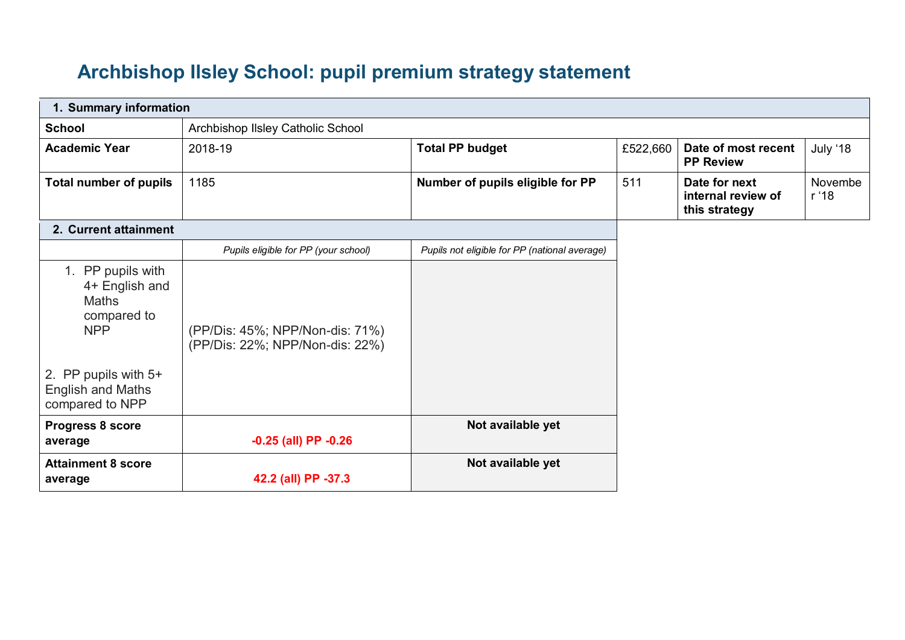# Archbishop Ilsley School: pupil premium strategy statement

| 1. Summary information | | | | | |
|---|---|---|---|---|---|
| **School** | Archbishop Ilsley Catholic School | | | | |
| **Academic Year** | 2018-19 | **Total PP budget** | £522,660 | **Date of most recent PP Review** | July '18 |
| **Total number of pupils** | 1185 | **Number of pupils eligible for PP** | 511 | **Date for next internal review of this strategy** | November '18 |

| 2. Current attainment | | |
|---|---|---|
| | *Pupils eligible for PP (your school)* | *Pupils not eligible for PP (national average)* |
| 1. PP pupils with 4+ English and Maths compared to NPP<br><br>2. PP pupils with 5+ English and Maths compared to NPP | (PP/Dis: 45%; NPP/Non-dis: 71%)<br>(PP/Dis: 22%; NPP/Non-dis: 22%) | |
| **Progress 8 score average** | **-0.25 (all) PP -0.26** | **Not available yet** |
| **Attainment 8 score average** | **42.2 (all) PP -37.3** | **Not available yet** |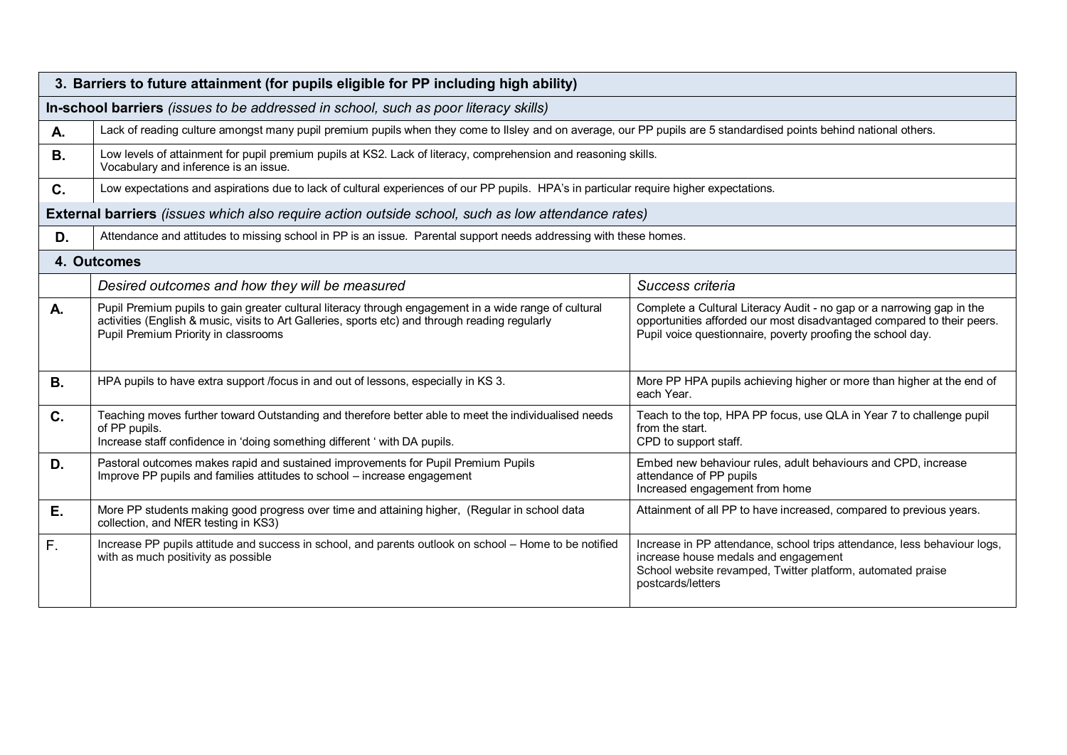| 3. Barriers to future attainment (for pupils eligible for PP including high ability) | |
|---|---|
| **In-school barriers** *(issues to be addressed in school, such as poor literacy skills)* | |
| **A.** | Lack of reading culture amongst many pupil premium pupils when they come to Ilsley and on average, our PP pupils are 5 standardised points behind national others. |
| **B.** | Low levels of attainment for pupil premium pupils at KS2. Lack of literacy, comprehension and reasoning skills.<br>Vocabulary and inference is an issue. |
| **C.** | Low expectations and aspirations due to lack of cultural experiences of our PP pupils. HPA's in particular require higher expectations. |
| **External barriers** *(issues which also require action outside school, such as low attendance rates)* | |
| **D.** | Attendance and attitudes to missing school in PP is an issue. Parental support needs addressing with these homes. |

| 4. Outcomes | | |
|---|---|---|
| | *Desired outcomes and how they will be measured* | *Success criteria* |
| **A.** | Pupil Premium pupils to gain greater cultural literacy through engagement in a wide range of cultural activities (English & music, visits to Art Galleries, sports etc) and through reading regularly<br>Pupil Premium Priority in classrooms | Complete a Cultural Literacy Audit - no gap or a narrowing gap in the opportunities afforded our most disadvantaged compared to their peers.<br>Pupil voice questionnaire, poverty proofing the school day. |
| **B.** | HPA pupils to have extra support /focus in and out of lessons, especially in KS 3. | More PP HPA pupils achieving higher or more than higher at the end of each Year. |
| **C.** | Teaching moves further toward Outstanding and therefore better able to meet the individualised needs of PP pupils.<br>Increase staff confidence in 'doing something different ' with DA pupils. | Teach to the top, HPA PP focus, use QLA in Year 7 to challenge pupil from the start.<br>CPD to support staff. |
| **D.** | Pastoral outcomes makes rapid and sustained improvements for Pupil Premium Pupils<br>Improve PP pupils and families attitudes to school – increase engagement | Embed new behaviour rules, adult behaviours and CPD, increase attendance of PP pupils<br>Increased engagement from home |
| **E.** | More PP students making good progress over time and attaining higher, (Regular in school data collection, and NfER testing in KS3) | Attainment of all PP to have increased, compared to previous years. |
| F. | Increase PP pupils attitude and success in school, and parents outlook on school – Home to be notified with as much positivity as possible | Increase in PP attendance, school trips attendance, less behaviour logs, increase house medals and engagement<br>School website revamped, Twitter platform, automated praise postcards/letters |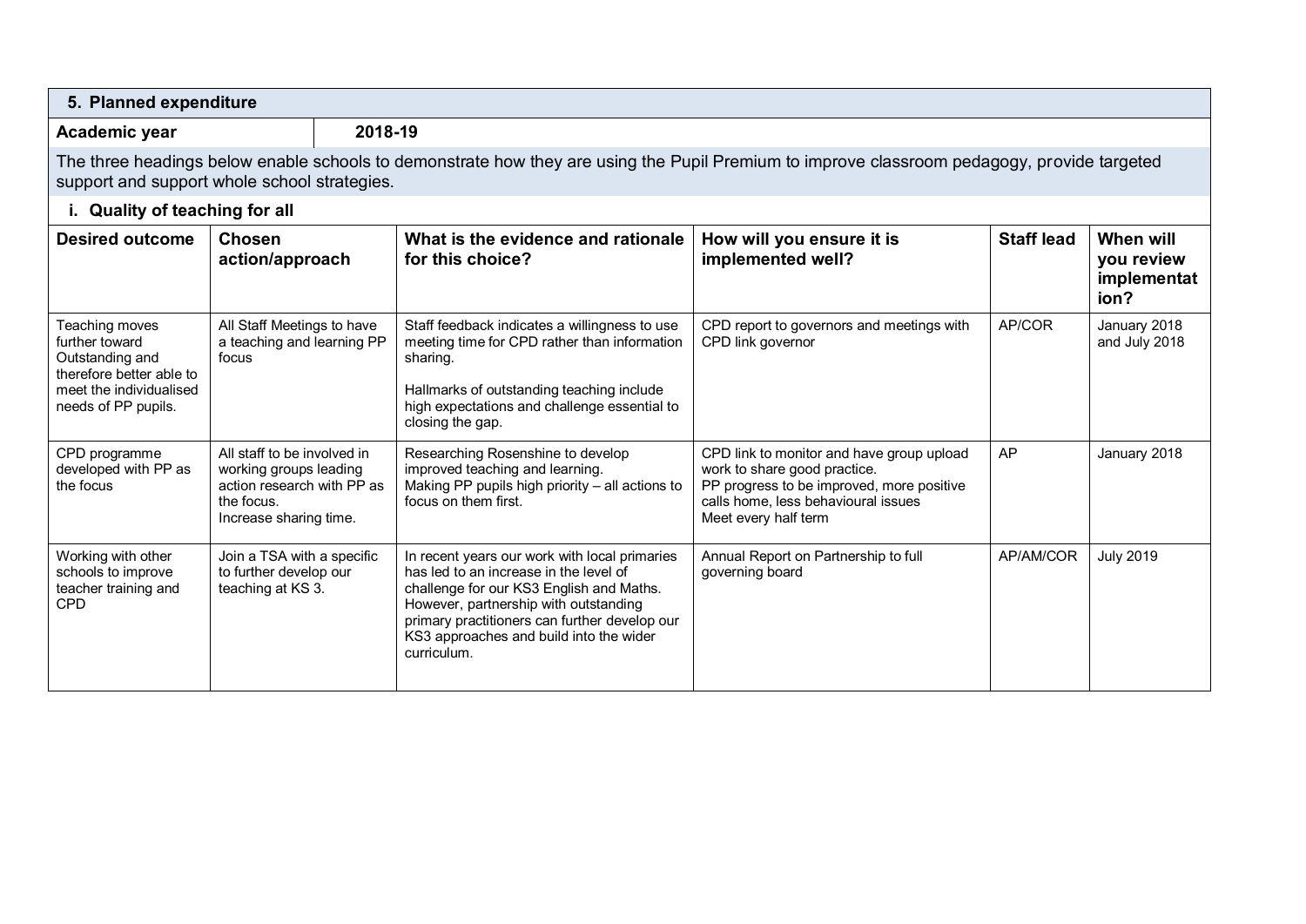## 5. Planned expenditure

| Academic year | 2018-19 |
|---|---|

The three headings below enable schools to demonstrate how they are using the Pupil Premium to improve classroom pedagogy, provide targeted support and support whole school strategies.

### i. Quality of teaching for all

| Desired outcome | Chosen action/approach | What is the evidence and rationale for this choice? | How will you ensure it is implemented well? | Staff lead | When will you review implementation? |
|---|---|---|---|---|---|
| Teaching moves further toward Outstanding and therefore better able to meet the individualised needs of PP pupils. | All Staff Meetings to have a teaching and learning PP focus | Staff feedback indicates a willingness to use meeting time for CPD rather than information sharing.<br><br>Hallmarks of outstanding teaching include high expectations and challenge essential to closing the gap. | CPD report to governors and meetings with CPD link governor | AP/COR | January 2018 and July 2018 |
| CPD programme developed with PP as the focus | All staff to be involved in working groups leading action research with PP as the focus.<br>Increase sharing time. | Researching Rosenshine to develop improved teaching and learning.<br>Making PP pupils high priority – all actions to focus on them first. | CPD link to monitor and have group upload work to share good practice.<br>PP progress to be improved, more positive calls home, less behavioural issues<br>Meet every half term | AP | January 2018 |
| Working with other schools to improve teacher training and CPD | Join a TSA with a specific to further develop our teaching at KS 3. | In recent years our work with local primaries has led to an increase in the level of challenge for our KS3 English and Maths. However, partnership with outstanding primary practitioners can further develop our KS3 approaches and build into the wider curriculum. | Annual Report on Partnership to full governing board | AP/AM/COR | July 2019 |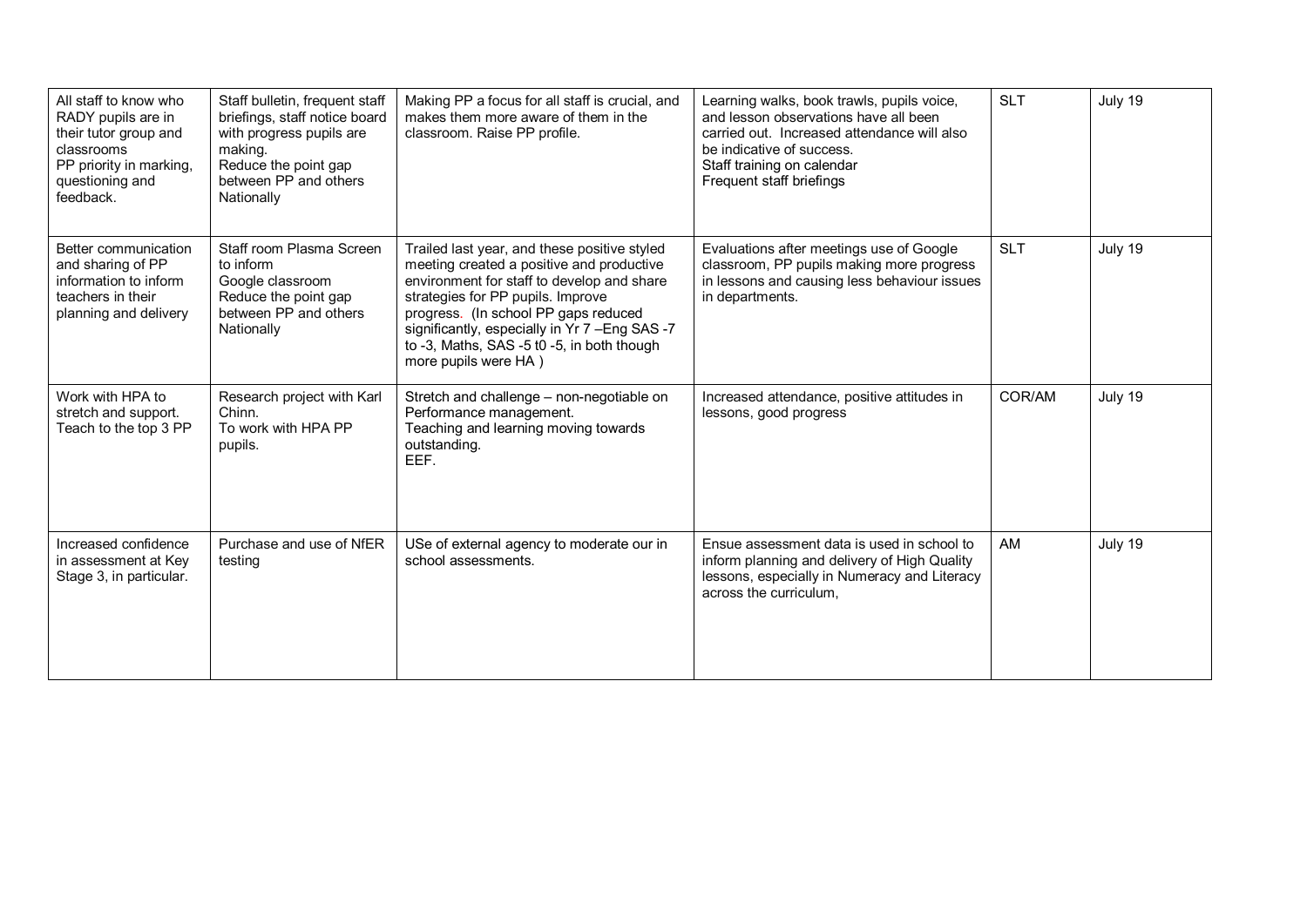| | | | | | |
|---|---|---|---|---|---|
| All staff to know who RADY pupils are in their tutor group and classrooms<br>PP priority in marking, questioning and feedback. | Staff bulletin, frequent staff briefings, staff notice board with progress pupils are making.<br>Reduce the point gap between PP and others Nationally | Making PP a focus for all staff is crucial, and makes them more aware of them in the classroom. Raise PP profile. | Learning walks, book trawls, pupils voice, and lesson observations have all been carried out. Increased attendance will also be indicative of success.<br>Staff training on calendar<br>Frequent staff briefings | SLT | July 19 |
| Better communication and sharing of PP information to inform teachers in their planning and delivery | Staff room Plasma Screen to inform<br>Google classroom<br>Reduce the point gap between PP and others Nationally | Trailed last year, and these positive styled meeting created a positive and productive environment for staff to develop and share strategies for PP pupils. Improve progress. (In school PP gaps reduced significantly, especially in Yr 7 –Eng SAS -7 to -3, Maths, SAS -5 t0 -5, in both though more pupils were HA ) | Evaluations after meetings use of Google classroom, PP pupils making more progress in lessons and causing less behaviour issues in departments. | SLT | July 19 |
| Work with HPA to stretch and support. Teach to the top 3 PP | Research project with Karl Chinn.<br>To work with HPA PP pupils. | Stretch and challenge – non-negotiable on Performance management.<br>Teaching and learning moving towards outstanding.<br>EEF. | Increased attendance, positive attitudes in lessons, good progress | COR/AM | July 19 |
| Increased confidence in assessment at Key Stage 3, in particular. | Purchase and use of NfER testing | USe of external agency to moderate our in school assessments. | Ensue assessment data is used in school to inform planning and delivery of High Quality lessons, especially in Numeracy and Literacy across the curriculum, | AM | July 19 |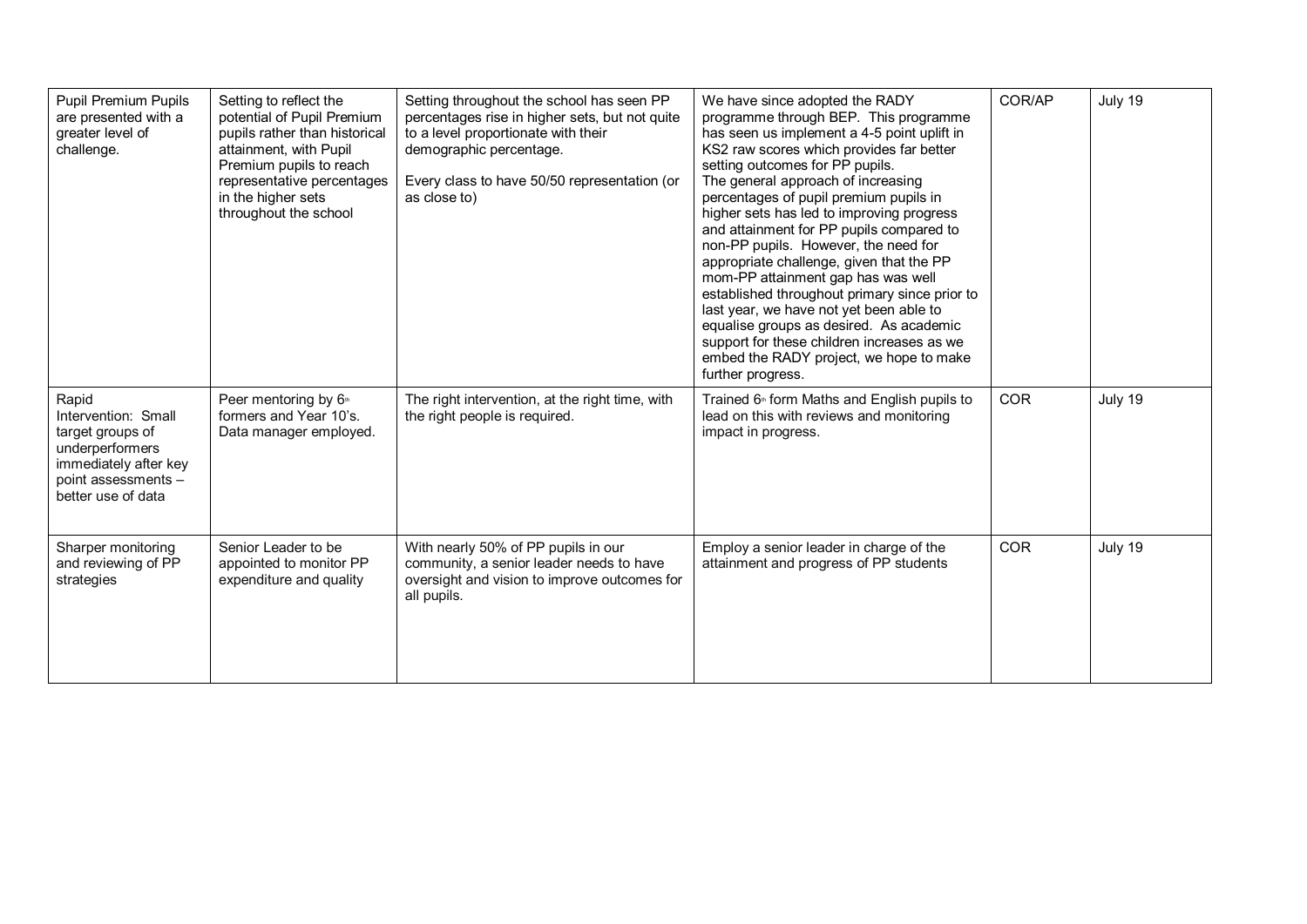| | | | | | |
|---|---|---|---|---|---|
| Pupil Premium Pupils are presented with a greater level of challenge. | Setting to reflect the potential of Pupil Premium pupils rather than historical attainment, with Pupil Premium pupils to reach representative percentages in the higher sets throughout the school | Setting throughout the school has seen PP percentages rise in higher sets, but not quite to a level proportionate with their demographic percentage.<br><br>Every class to have 50/50 representation (or as close to) | We have since adopted the RADY programme through BEP. This programme has seen us implement a 4-5 point uplift in KS2 raw scores which provides far better setting outcomes for PP pupils.<br>The general approach of increasing percentages of pupil premium pupils in higher sets has led to improving progress and attainment for PP pupils compared to non-PP pupils. However, the need for appropriate challenge, given that the PP mom-PP attainment gap has was well established throughout primary since prior to last year, we have not yet been able to equalise groups as desired. As academic support for these children increases as we embed the RADY project, we hope to make further progress. | COR/AP | July 19 |
| Rapid Intervention: Small target groups of underperformers immediately after key point assessments – better use of data | Peer mentoring by 6th formers and Year 10's. Data manager employed. | The right intervention, at the right time, with the right people is required. | Trained 6th form Maths and English pupils to lead on this with reviews and monitoring impact in progress. | COR | July 19 |
| Sharper monitoring and reviewing of PP strategies | Senior Leader to be appointed to monitor PP expenditure and quality | With nearly 50% of PP pupils in our community, a senior leader needs to have oversight and vision to improve outcomes for all pupils. | Employ a senior leader in charge of the attainment and progress of PP students | COR | July 19 |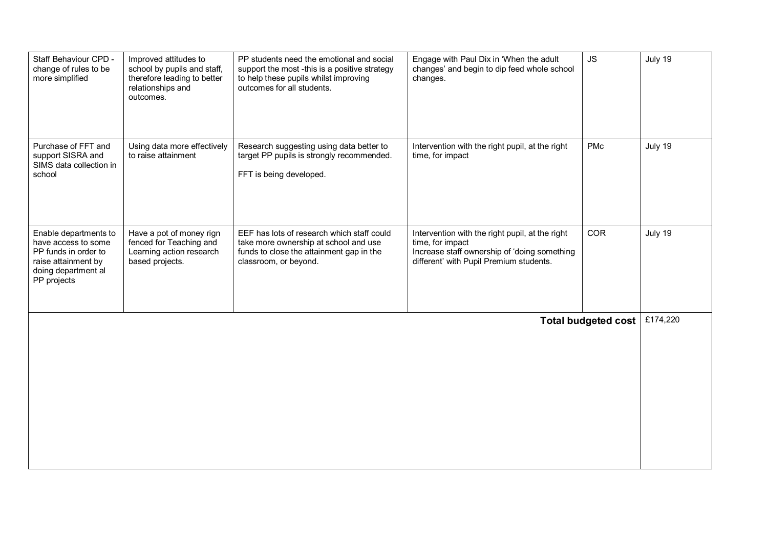| | | | | | |
|---|---|---|---|---|---|
| Staff Behaviour CPD - change of rules to be more simplified | Improved attitudes to school by pupils and staff, therefore leading to better relationships and outcomes. | PP students need the emotional and social support the most -this is a positive strategy to help these pupils whilst improving outcomes for all students. | Engage with Paul Dix in 'When the adult changes' and begin to dip feed whole school changes. | JS | July 19 |
| Purchase of FFT and support SISRA and SIMS data collection in school | Using data more effectively to raise attainment | Research suggesting using data better to target PP pupils is strongly recommended.<br><br>FFT is being developed. | Intervention with the right pupil, at the right time, for impact | PMc | July 19 |
| Enable departments to have access to some PP funds in order to raise attainment by doing department al PP projects | Have a pot of money rign fenced for Teaching and Learning action research based projects. | EEF has lots of research which staff could take more ownership at school and use funds to close the attainment gap in the classroom, or beyond. | Intervention with the right pupil, at the right time, for impact<br>Increase staff ownership of 'doing something different' with Pupil Premium students. | COR | July 19 |
| | | | | **Total budgeted cost** | £174,220 |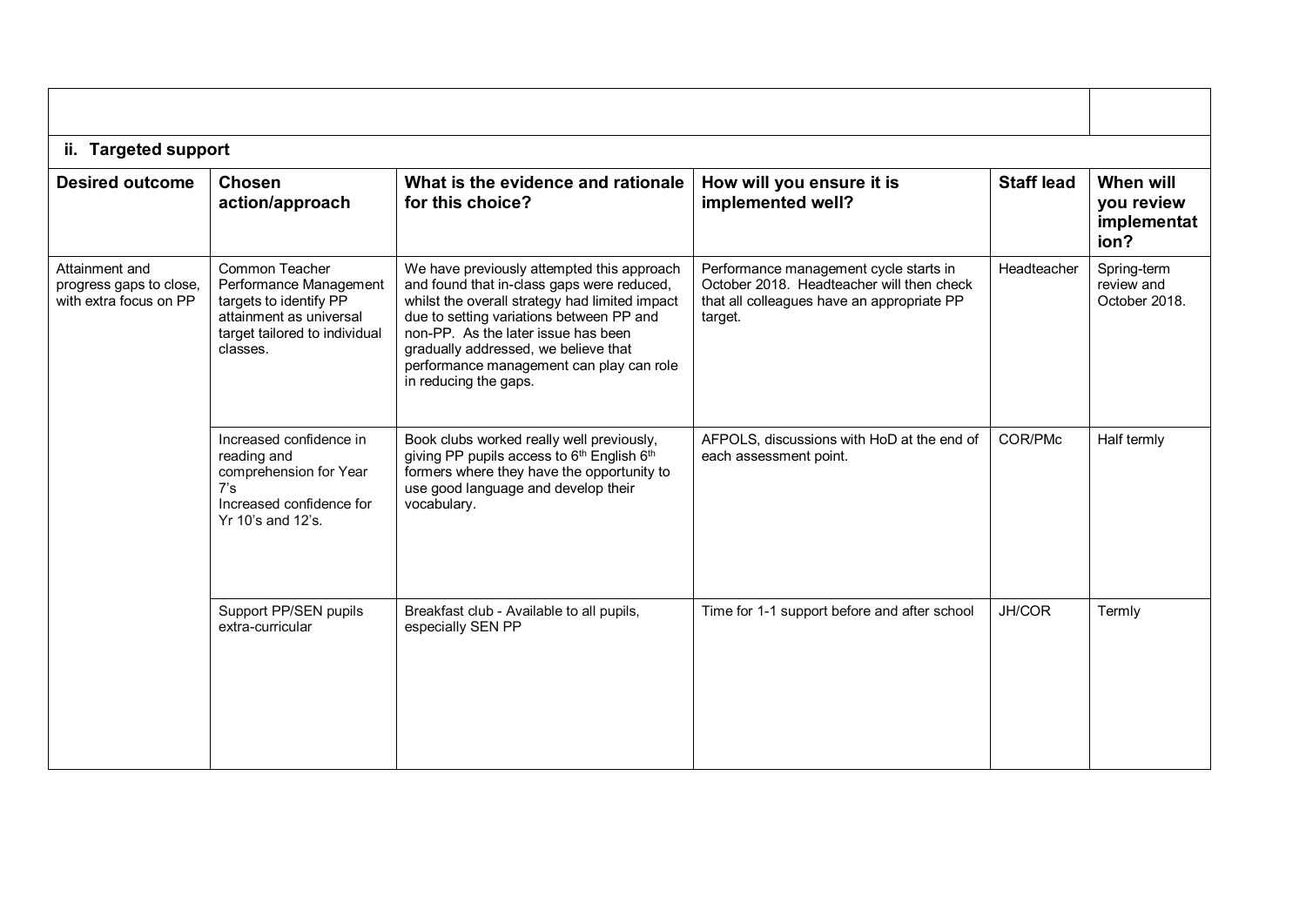| | | | | | |
|---|---|---|---|---|---|
| **ii. Targeted support** | | | | | |
| **Desired outcome** | **Chosen action/approach** | **What is the evidence and rationale for this choice?** | **How will you ensure it is implemented well?** | **Staff lead** | **When will you review implementation?** |
| Attainment and progress gaps to close, with extra focus on PP | Common Teacher Performance Management targets to identify PP attainment as universal target tailored to individual classes. | We have previously attempted this approach and found that in-class gaps were reduced, whilst the overall strategy had limited impact due to setting variations between PP and non-PP. As the later issue has been gradually addressed, we believe that performance management can play can role in reducing the gaps. | Performance management cycle starts in October 2018. Headteacher will then check that all colleagues have an appropriate PP target. | Headteacher | Spring-term review and October 2018. |
| | Increased confidence in reading and comprehension for Year 7's<br>Increased confidence for Yr 10's and 12's. | Book clubs worked really well previously, giving PP pupils access to 6th English 6th formers where they have the opportunity to use good language and develop their vocabulary. | AFPOLS, discussions with HoD at the end of each assessment point. | COR/PMc | Half termly |
| | Support PP/SEN pupils extra-curricular | Breakfast club - Available to all pupils, especially SEN PP | Time for 1-1 support before and after school | JH/COR | Termly |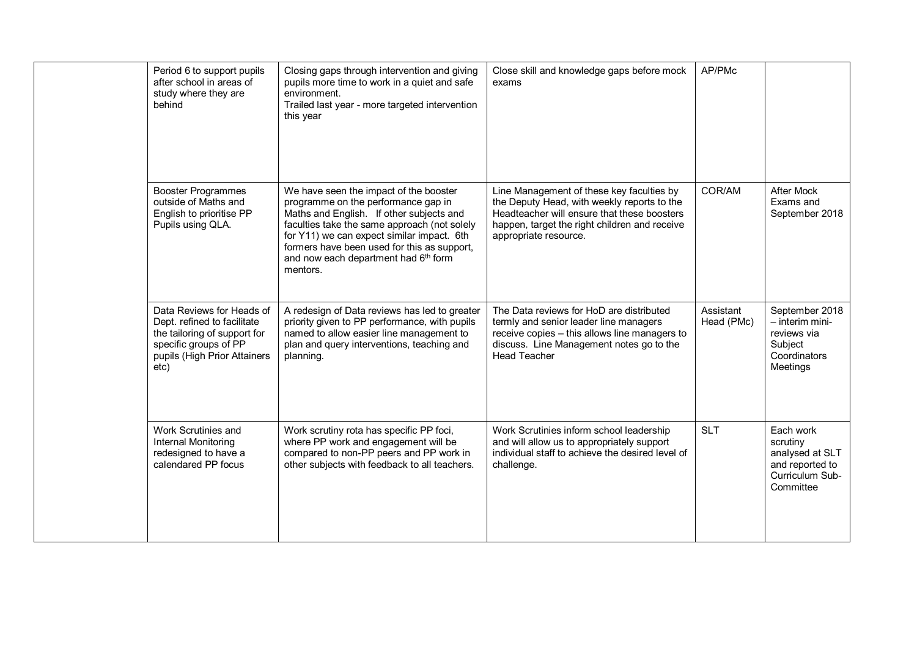| | | | | | |
|---|---|---|---|---|---|
| | Period 6 to support pupils after school in areas of study where they are behind | Closing gaps through intervention and giving pupils more time to work in a quiet and safe environment.<br>Trailed last year - more targeted intervention this year | Close skill and knowledge gaps before mock exams | AP/PMc | |
| | Booster Programmes outside of Maths and English to prioritise PP Pupils using QLA. | We have seen the impact of the booster programme on the performance gap in Maths and English. If other subjects and faculties take the same approach (not solely for Y11) we can expect similar impact. 6th formers have been used for this as support, and now each department had 6th form mentors. | Line Management of these key faculties by the Deputy Head, with weekly reports to the Headteacher will ensure that these boosters happen, target the right children and receive appropriate resource. | COR/AM | After Mock Exams and September 2018 |
| | Data Reviews for Heads of Dept. refined to facilitate the tailoring of support for specific groups of PP pupils (High Prior Attainers etc) | A redesign of Data reviews has led to greater priority given to PP performance, with pupils named to allow easier line management to plan and query interventions, teaching and planning. | The Data reviews for HoD are distributed termly and senior leader line managers receive copies – this allows line managers to discuss. Line Management notes go to the Head Teacher | Assistant Head (PMc) | September 2018 – interim mini-reviews via Subject Coordinators Meetings |
| | Work Scrutinies and Internal Monitoring redesigned to have a calendared PP focus | Work scrutiny rota has specific PP foci, where PP work and engagement will be compared to non-PP peers and PP work in other subjects with feedback to all teachers. | Work Scrutinies inform school leadership and will allow us to appropriately support individual staff to achieve the desired level of challenge. | SLT | Each work scrutiny analysed at SLT and reported to Curriculum Sub-Committee |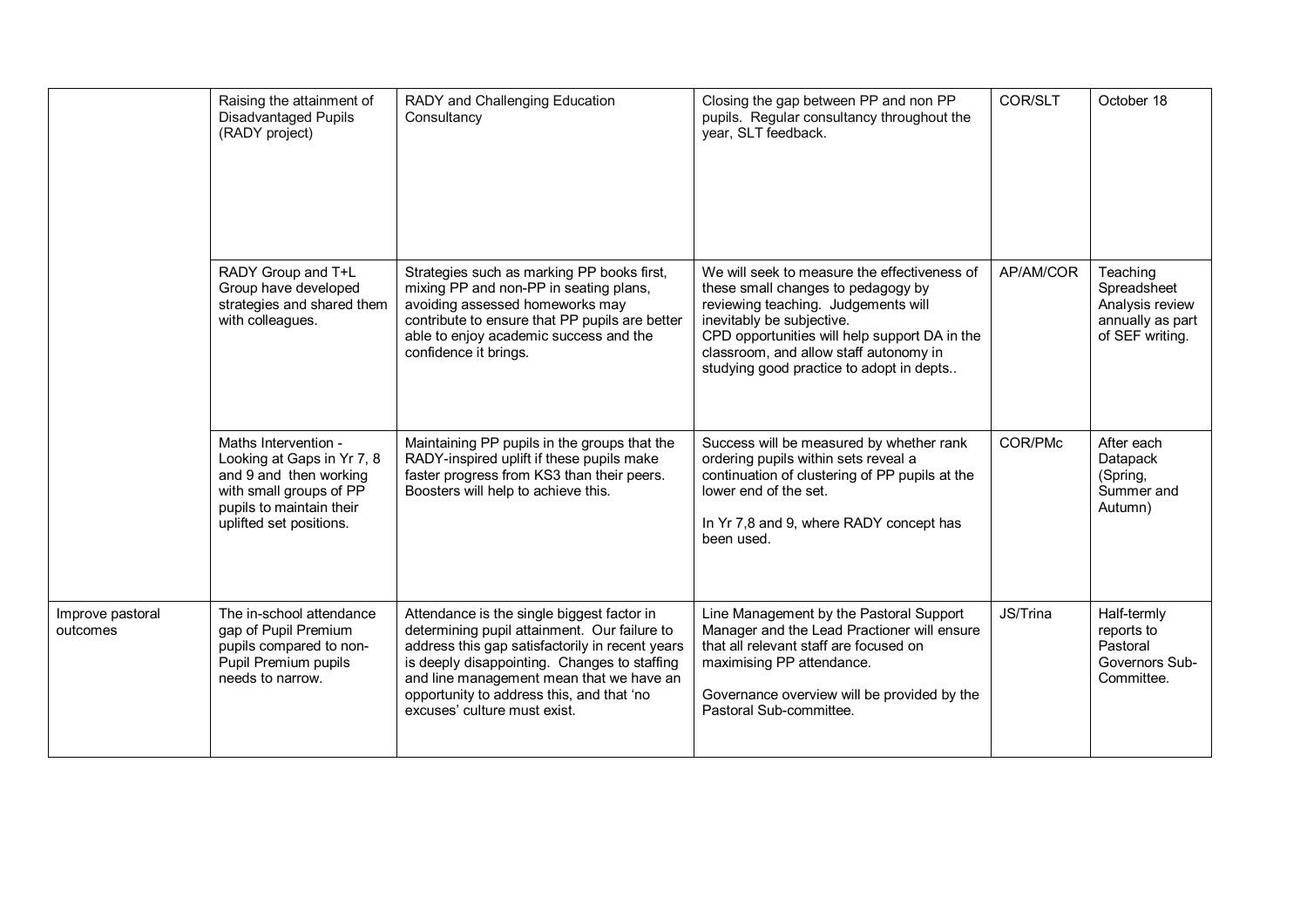| | | | | | |
|---|---|---|---|---|---|
| | Raising the attainment of Disadvantaged Pupils (RADY project) | RADY and Challenging Education Consultancy | Closing the gap between PP and non PP pupils. Regular consultancy throughout the year, SLT feedback. | COR/SLT | October 18 |
| | RADY Group and T+L Group have developed strategies and shared them with colleagues. | Strategies such as marking PP books first, mixing PP and non-PP in seating plans, avoiding assessed homeworks may contribute to ensure that PP pupils are better able to enjoy academic success and the confidence it brings. | We will seek to measure the effectiveness of these small changes to pedagogy by reviewing teaching. Judgements will inevitably be subjective.<br>CPD opportunities will help support DA in the classroom, and allow staff autonomy in studying good practice to adopt in depts.. | AP/AM/COR | Teaching Spreadsheet Analysis review annually as part of SEF writing. |
| | Maths Intervention - Looking at Gaps in Yr 7, 8 and 9 and then working with small groups of PP pupils to maintain their uplifted set positions. | Maintaining PP pupils in the groups that the RADY-inspired uplift if these pupils make faster progress from KS3 than their peers. Boosters will help to achieve this. | Success will be measured by whether rank ordering pupils within sets reveal a continuation of clustering of PP pupils at the lower end of the set.<br><br>In Yr 7,8 and 9, where RADY concept has been used. | COR/PMc | After each Datapack (Spring, Summer and Autumn) |
| Improve pastoral outcomes | The in-school attendance gap of Pupil Premium pupils compared to non-Pupil Premium pupils needs to narrow. | Attendance is the single biggest factor in determining pupil attainment. Our failure to address this gap satisfactorily in recent years is deeply disappointing. Changes to staffing and line management mean that we have an opportunity to address this, and that 'no excuses' culture must exist. | Line Management by the Pastoral Support Manager and the Lead Practioner will ensure that all relevant staff are focused on maximising PP attendance.<br><br>Governance overview will be provided by the Pastoral Sub-committee. | JS/Trina | Half-termly reports to Pastoral Governors Sub-Committee. |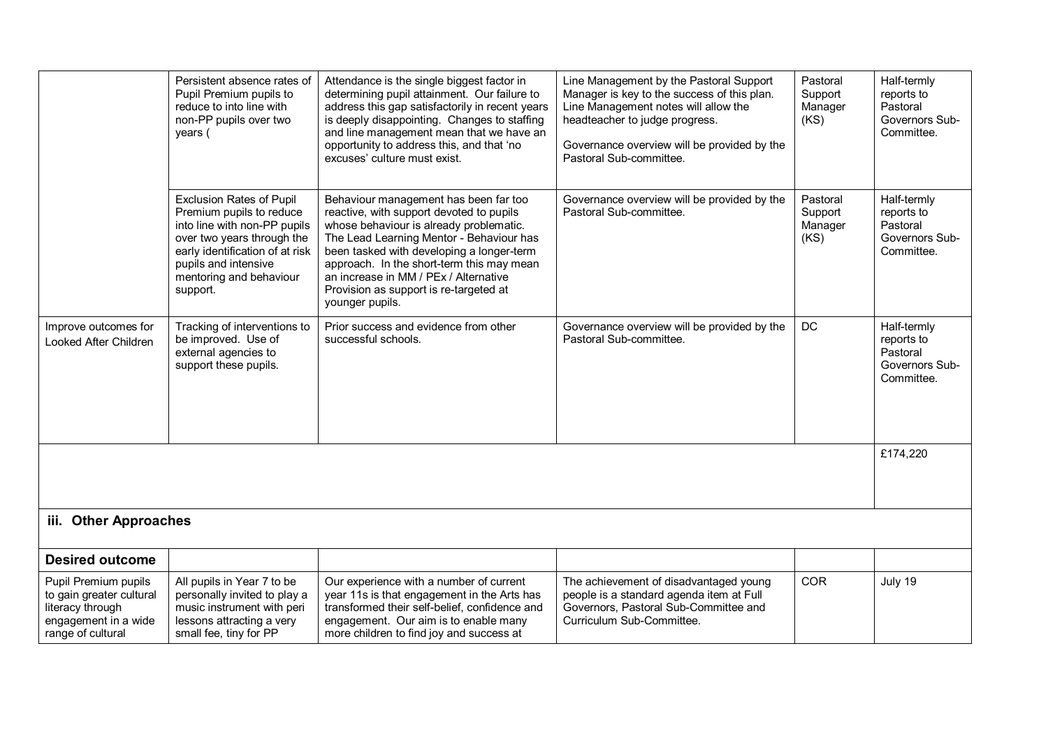| | | | | | |
|---|---|---|---|---|---|
| | Persistent absence rates of Pupil Premium pupils to reduce to into line with non-PP pupils over two years ( | Attendance is the single biggest factor in determining pupil attainment. Our failure to address this gap satisfactorily in recent years is deeply disappointing. Changes to staffing and line management mean that we have an opportunity to address this, and that 'no excuses' culture must exist. | Line Management by the Pastoral Support Manager is key to the success of this plan. Line Management notes will allow the headteacher to judge progress.<br><br>Governance overview will be provided by the Pastoral Sub-committee. | Pastoral Support Manager (KS) | Half-termly reports to Pastoral Governors Sub-Committee. |
| | Exclusion Rates of Pupil Premium pupils to reduce into line with non-PP pupils over two years through the early identification of at risk pupils and intensive mentoring and behaviour support. | Behaviour management has been far too reactive, with support devoted to pupils whose behaviour is already problematic. The Lead Learning Mentor - Behaviour has been tasked with developing a longer-term approach. In the short-term this may mean an increase in MM / PEx / Alternative Provision as support is re-targeted at younger pupils. | Governance overview will be provided by the Pastoral Sub-committee. | Pastoral Support Manager (KS) | Half-termly reports to Pastoral Governors Sub-Committee. |
| Improve outcomes for Looked After Children | Tracking of interventions to be improved. Use of external agencies to support these pupils. | Prior success and evidence from other successful schools. | Governance overview will be provided by the Pastoral Sub-committee. | DC | Half-termly reports to Pastoral Governors Sub-Committee. |
| | | | | | £174,220 |
| **iii. Other Approaches** | | | | | |
| **Desired outcome** | | | | | |
| Pupil Premium pupils to gain greater cultural literacy through engagement in a wide range of cultural | All pupils in Year 7 to be personally invited to play a music instrument with peri lessons attracting a very small fee, tiny for PP | Our experience with a number of current year 11s is that engagement in the Arts has transformed their self-belief, confidence and engagement. Our aim is to enable many more children to find joy and success at | The achievement of disadvantaged young people is a standard agenda item at Full Governors, Pastoral Sub-Committee and Curriculum Sub-Committee. | COR | July 19 |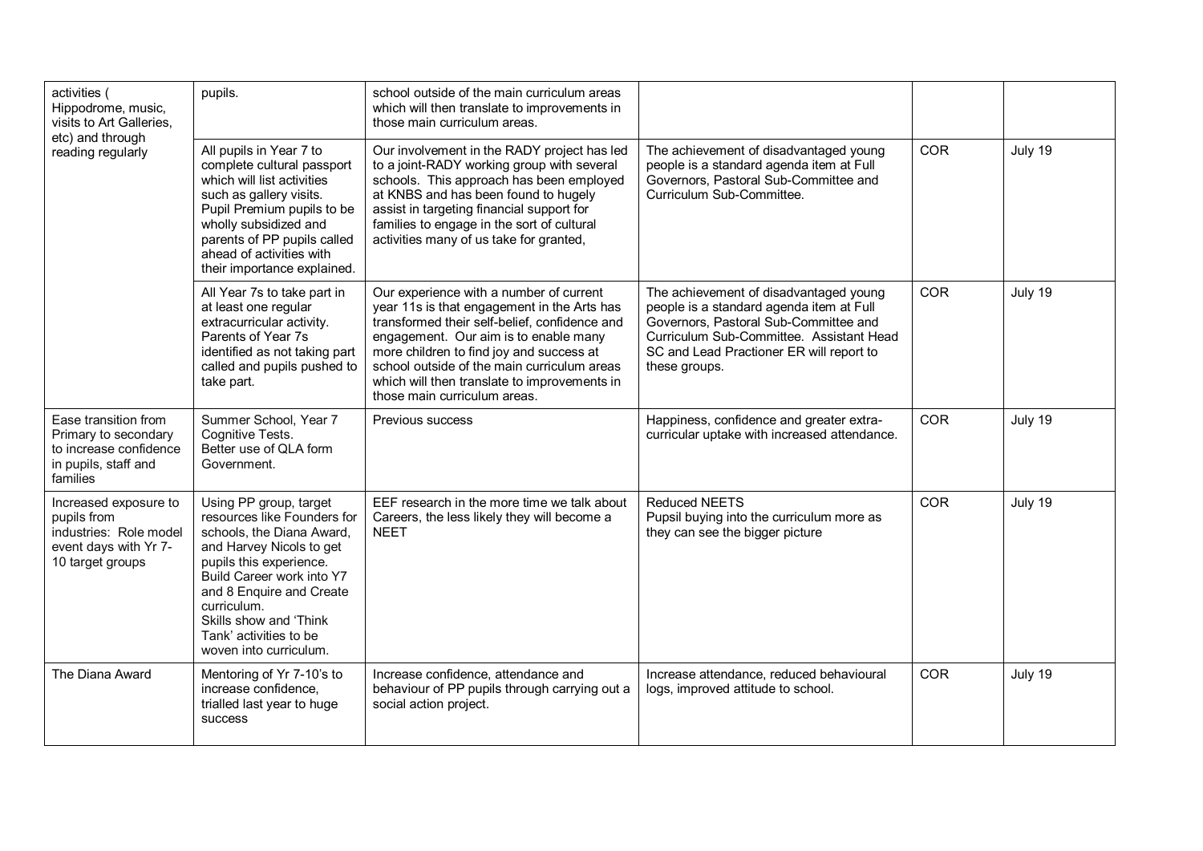| activities ( Hippodrome, music, visits to Art Galleries, etc) and through reading regularly | pupils. | school outside of the main curriculum areas which will then translate to improvements in those main curriculum areas. | | | |
|---|---|---|---|---|---|
| | All pupils in Year 7 to complete cultural passport which will list activities such as gallery visits. Pupil Premium pupils to be wholly subsidized and parents of PP pupils called ahead of activities with their importance explained. | Our involvement in the RADY project has led to a joint-RADY working group with several schools. This approach has been employed at KNBS and has been found to hugely assist in targeting financial support for families to engage in the sort of cultural activities many of us take for granted, | The achievement of disadvantaged young people is a standard agenda item at Full Governors, Pastoral Sub-Committee and Curriculum Sub-Commitee. | COR | July 19 |
| | All Year 7s to take part in at least one regular extracurricular activity. Parents of Year 7s identified as not taking part called and pupils pushed to take part. | Our experience with a number of current year 11s is that engagement in the Arts has transformed their self-belief, confidence and engagement. Our aim is to enable many more children to find joy and success at school outside of the main curriculum areas which will then translate to improvements in those main curriculum areas. | The achievement of disadvantaged young people is a standard agenda item at Full Governors, Pastoral Sub-Committee and Curriculum Sub-Committee. Assistant Head SC and Lead Practioner ER will report to these groups. | COR | July 19 |
| Ease transition from Primary to secondary to increase confidence in pupils, staff and families | Summer School, Year 7 Cognitive Tests.<br>Better use of QLA form Government. | Previous success | Happiness, confidence and greater extra-curricular uptake with increased attendance. | COR | July 19 |
| Increased exposure to pupils from industries: Role model event days with Yr 7-10 target groups | Using PP group, target resources like Founders for schools, the Diana Award, and Harvey Nicols to get pupils this experience.<br>Build Career work into Y7 and 8 Enquire and Create curriculum.<br>Skills show and 'Think Tank' activities to be woven into curriculum. | EEF research in the more time we talk about Careers, the less likely they will become a NEET | Reduced NEETS<br>Pupsil buying into the curriculum more as they can see the bigger picture | COR | July 19 |
| The Diana Award | Mentoring of Yr 7-10's to increase confidence, trialled last year to huge success | Increase confidence, attendance and behaviour of PP pupils through carrying out a social action project. | Increase attendance, reduced behavioural logs, improved attitude to school. | COR | July 19 |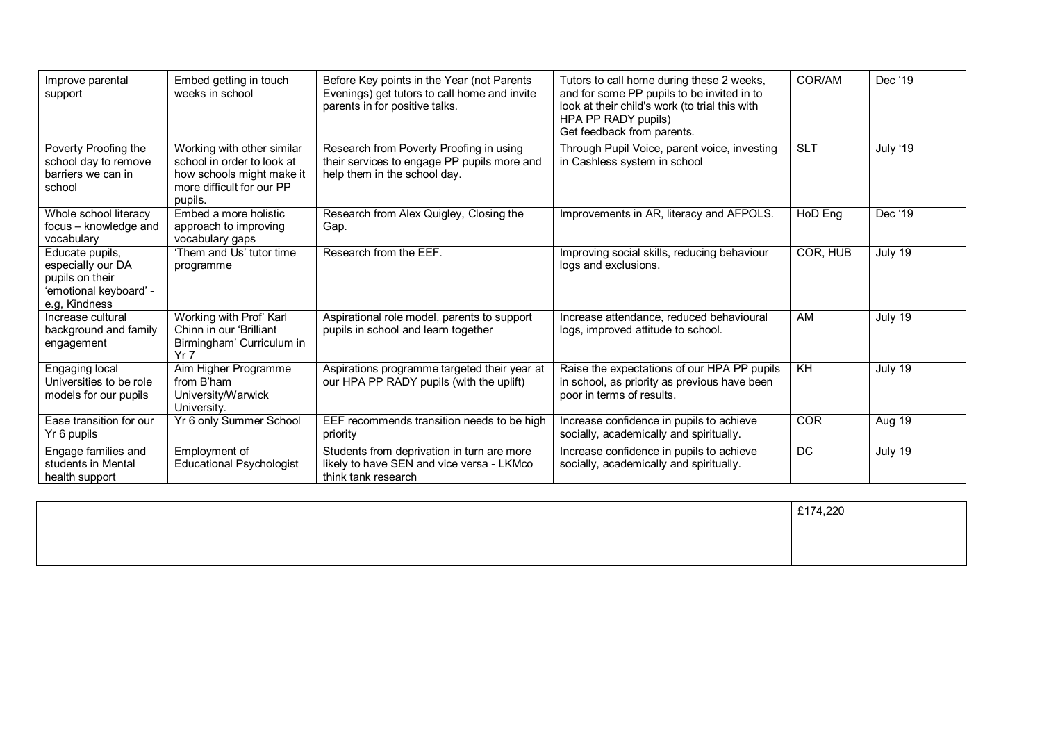| Improve parental support | Embed getting in touch weeks in school | Before Key points in the Year (not Parents Evenings) get tutors to call home and invite parents in for positive talks. | Tutors to call home during these 2 weeks, and for some PP pupils to be invited in to look at their child's work (to trial this with HPA PP RADY pupils)<br>Get feedback from parents. | COR/AM | Dec '19 |
|---|---|---|---|---|---|
| Poverty Proofing the school day to remove barriers we can in school | Working with other similar school in order to look at how schools might make it more difficult for our PP pupils. | Research from Poverty Proofing in using their services to engage PP pupils more and help them in the school day. | Through Pupil Voice, parent voice, investing in Cashless system in school | SLT | July '19 |
| Whole school literacy focus – knowledge and vocabulary | Embed a more holistic approach to improving vocabulary gaps | Research from Alex Quigley, Closing the Gap. | Improvements in AR, literacy and AFPOLS. | HoD Eng | Dec '19 |
| Educate pupils, especially our DA pupils on their 'emotional keyboard' - e.g, Kindness | 'Them and Us' tutor time programme | Research from the EEF. | Improving social skills, reducing behaviour logs and exclusions. | COR, HUB | July 19 |
| Increase cultural background and family engagement | Working with Prof' Karl Chinn in our 'Brilliant Birmingham' Curriculum in Yr 7 | Aspirational role model, parents to support pupils in school and learn together | Increase attendance, reduced behavioural logs, improved attitude to school. | AM | July 19 |
| Engaging local Universities to be role models for our pupils | Aim Higher Programme from B'ham University/Warwick University. | Aspirations programme targeted their year at our HPA PP RADY pupils (with the uplift) | Raise the expectations of our HPA PP pupils in school, as priority as previous have been poor in terms of results. | KH | July 19 |
| Ease transition for our Yr 6 pupils | Yr 6 only Summer School | EEF recommends transition needs to be high priority | Increase confidence in pupils to achieve socially, academically and spiritually. | COR | Aug 19 |
| Engage families and students in Mental health support | Employment of Educational Psychologist | Students from deprivation in turn are more likely to have SEN and vice versa - LKMco think tank research | Increase confidence in pupils to achieve socially, academically and spiritually. | DC | July 19 |

| | |
|---|---|
| | £174,220 |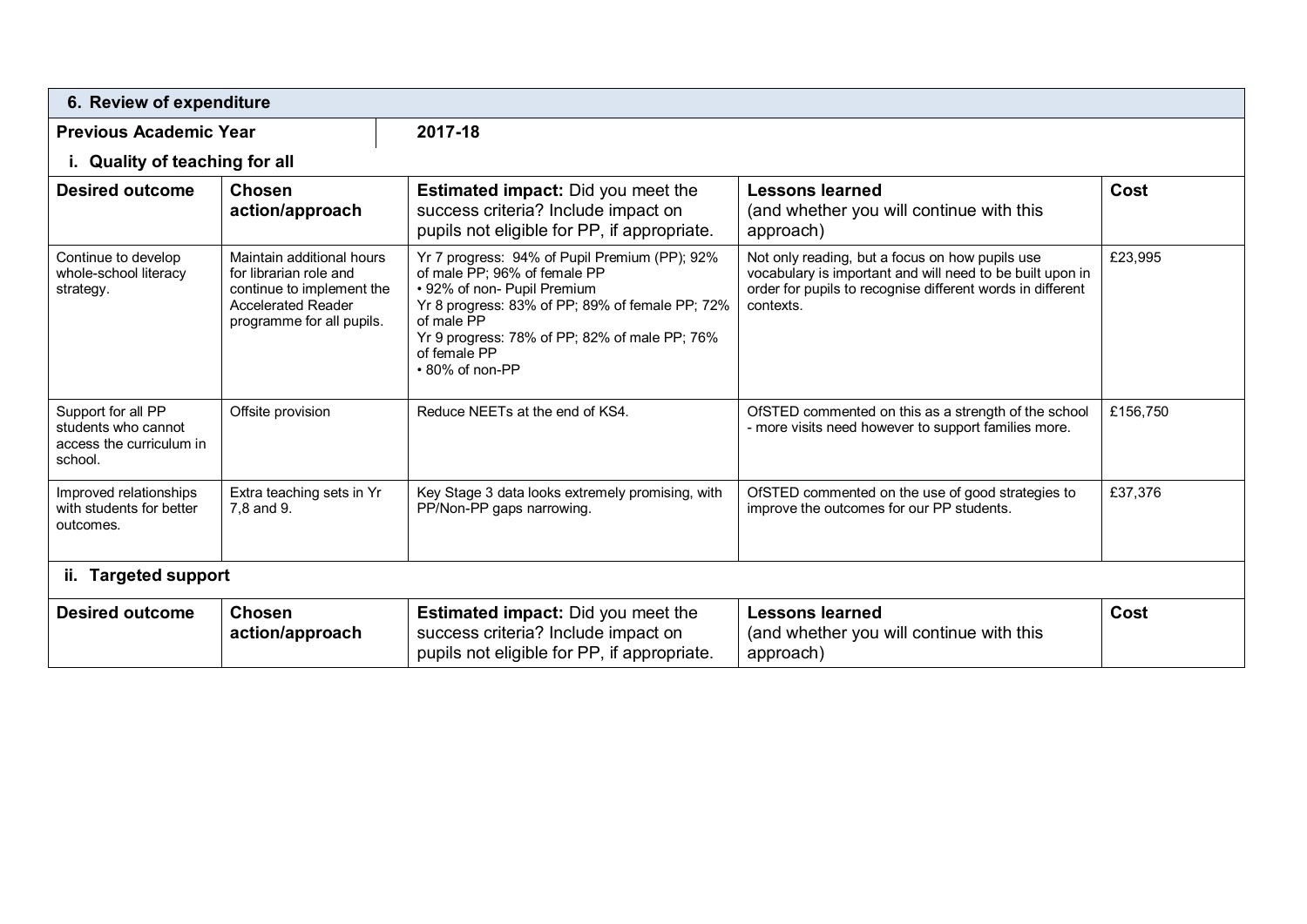## 6. Review of expenditure

| **Previous Academic Year** | **2017-18** |
|---|---|

### i. Quality of teaching for all

| Desired outcome | Chosen action/approach | **Estimated impact:** Did you meet the success criteria? Include impact on pupils not eligible for PP, if appropriate. | Lessons learned (and whether you will continue with this approach) | Cost |
|---|---|---|---|---|
| Continue to develop whole-school literacy strategy. | Maintain additional hours for librarian role and continue to implement the Accelerated Reader programme for all pupils. | Yr 7 progress: 94% of Pupil Premium (PP); 92% of male PP; 96% of female PP<br>• 92% of non- Pupil Premium<br>Yr 8 progress: 83% of PP; 89% of female PP; 72% of male PP<br>Yr 9 progress: 78% of PP; 82% of male PP; 76% of female PP<br>• 80% of non-PP | Not only reading, but a focus on how pupils use vocabulary is important and will need to be built upon in order for pupils to recognise different words in different contexts. | £23,995 |
| Support for all PP students who cannot access the curriculum in school. | Offsite provision | Reduce NEETs at the end of KS4. | OfSTED commented on this as a strength of the school - more visits need however to support families more. | £156,750 |
| Improved relationships with students for better outcomes. | Extra teaching sets in Yr 7,8 and 9. | Key Stage 3 data looks extremely promising, with PP/Non-PP gaps narrowing. | OfSTED commented on the use of good strategies to improve the outcomes for our PP students. | £37,376 |

### ii. Targeted support

| Desired outcome | Chosen action/approach | **Estimated impact:** Did you meet the success criteria? Include impact on pupils not eligible for PP, if appropriate. | Lessons learned (and whether you will continue with this approach) | Cost |
|---|---|---|---|---|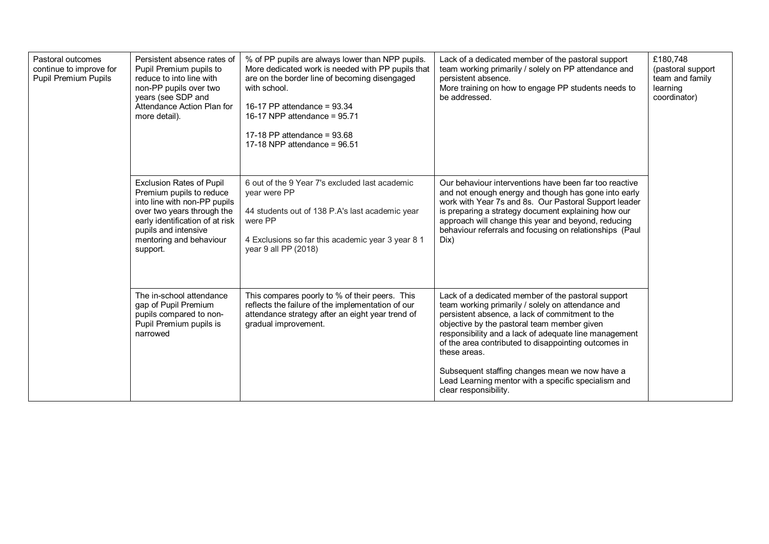| | | | | |
|---|---|---|---|---|
| Pastoral outcomes continue to improve for Pupil Premium Pupils | Persistent absence rates of Pupil Premium pupils to reduce to into line with non-PP pupils over two years (see SDP and Attendance Action Plan for more detail). | % of PP pupils are always lower than NPP pupils. More dedicated work is needed with PP pupils that are on the border line of becoming disengaged with school.<br><br>16-17 PP attendance = 93.34<br>16-17 NPP attendance = 95.71<br><br>17-18 PP attendance = 93.68<br>17-18 NPP attendance = 96.51 | Lack of a dedicated member of the pastoral support team working primarily / solely on PP attendance and persistent absence.<br>More training on how to engage PP students needs to be addressed. | £180,748 (pastoral support team and family learning coordinator) |
| | Exclusion Rates of Pupil Premium pupils to reduce into line with non-PP pupils over two years through the early identification of at risk pupils and intensive mentoring and behaviour support. | 6 out of the 9 Year 7's excluded last academic year were PP<br><br>44 students out of 138 P.A's last academic year were PP<br><br>4 Exclusions so far this academic year 3 year 8 1 year 9 all PP (2018) | Our behaviour interventions have been far too reactive and not enough energy and though has gone into early work with Year 7s and 8s. Our Pastoral Support leader is preparing a strategy document explaining how our approach will change this year and beyond, reducing behaviour referrals and focusing on relationships (Paul Dix) | |
| | The in-school attendance gap of Pupil Premium pupils compared to non-Pupil Premium pupils is narrowed | This compares poorly to % of their peers. This reflects the failure of the implementation of our attendance strategy after an eight year trend of gradual improvement. | Lack of a dedicated member of the pastoral support team working primarily / solely on attendance and persistent absence, a lack of commitment to the objective by the pastoral team member given responsibility and a lack of adequate line management of the area contributed to disappointing outcomes in these areas.<br><br>Subsequent staffing changes mean we now have a Lead Learning mentor with a specific specialism and clear responsibility. | |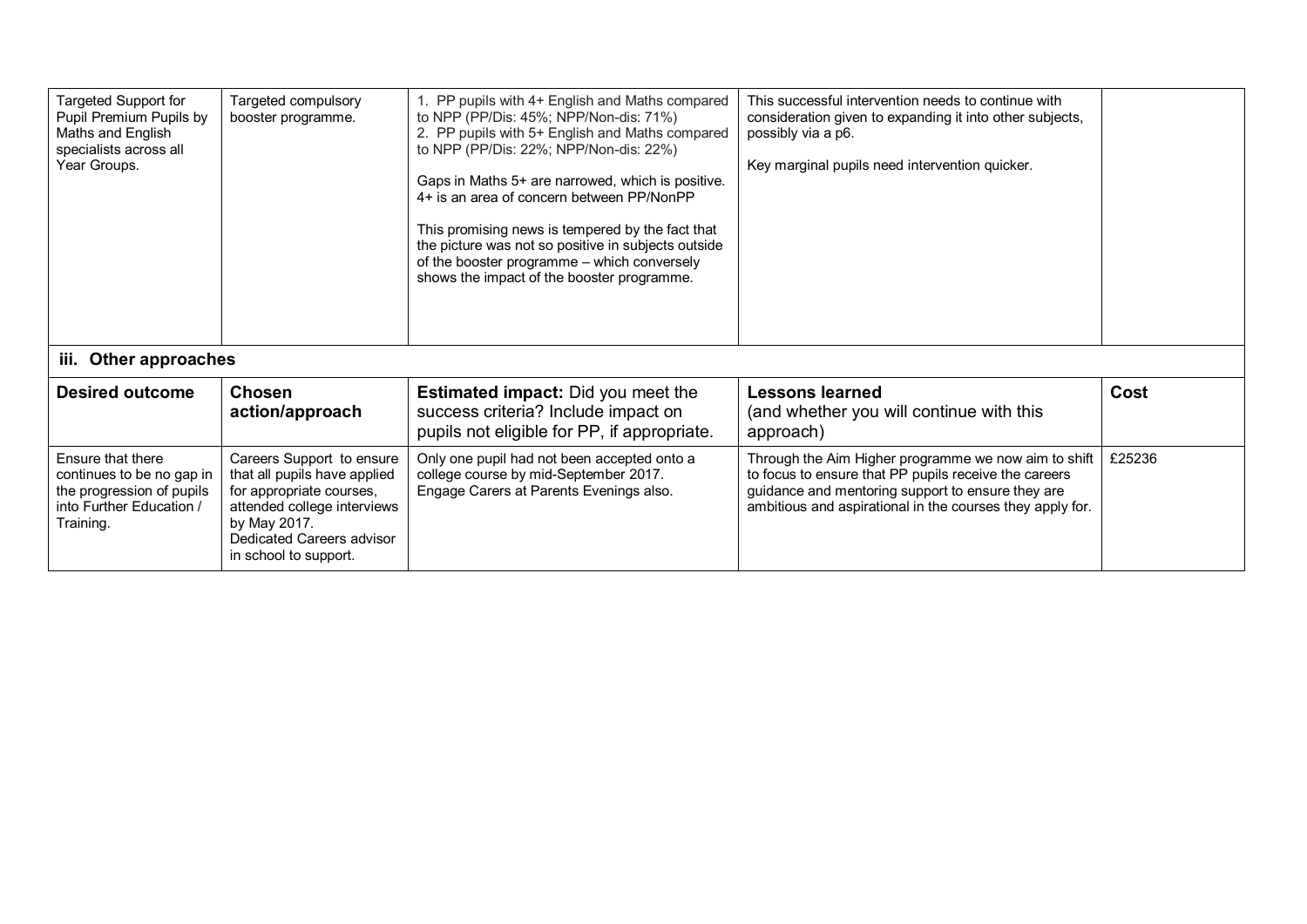| Targeted Support for Pupil Premium Pupils by Maths and English specialists across all Year Groups. | Targeted compulsory booster programme. | 1. PP pupils with 4+ English and Maths compared to NPP (PP/Dis: 45%; NPP/Non-dis: 71%)<br>2. PP pupils with 5+ English and Maths compared to NPP (PP/Dis: 22%; NPP/Non-dis: 22%)<br><br>Gaps in Maths 5+ are narrowed, which is positive. 4+ is an area of concern between PP/NonPP<br><br>This promising news is tempered by the fact that the picture was not so positive in subjects outside of the booster programme – which conversely shows the impact of the booster programme. | This successful intervention needs to continue with consideration given to expanding it into other subjects, possibly via a p6.<br><br>Key marginal pupils need intervention quicker. | |
|---|---|---|---|---|

### iii. Other approaches

| Desired outcome | Chosen action/approach | **Estimated impact:** Did you meet the success criteria? Include impact on pupils not eligible for PP, if appropriate. | **Lessons learned** (and whether you will continue with this approach) | Cost |
|---|---|---|---|---|
| Ensure that there continues to be no gap in the progression of pupils into Further Education / Training. | Careers Support to ensure that all pupils have applied for appropriate courses, attended college interviews by May 2017.<br>Dedicated Careers advisor in school to support. | Only one pupil had not been accepted onto a college course by mid-September 2017.<br>Engage Carers at Parents Evenings also. | Through the Aim Higher programme we now aim to shift to focus to ensure that PP pupils receive the careers guidance and mentoring support to ensure they are ambitious and aspirational in the courses they apply for. | £25236 |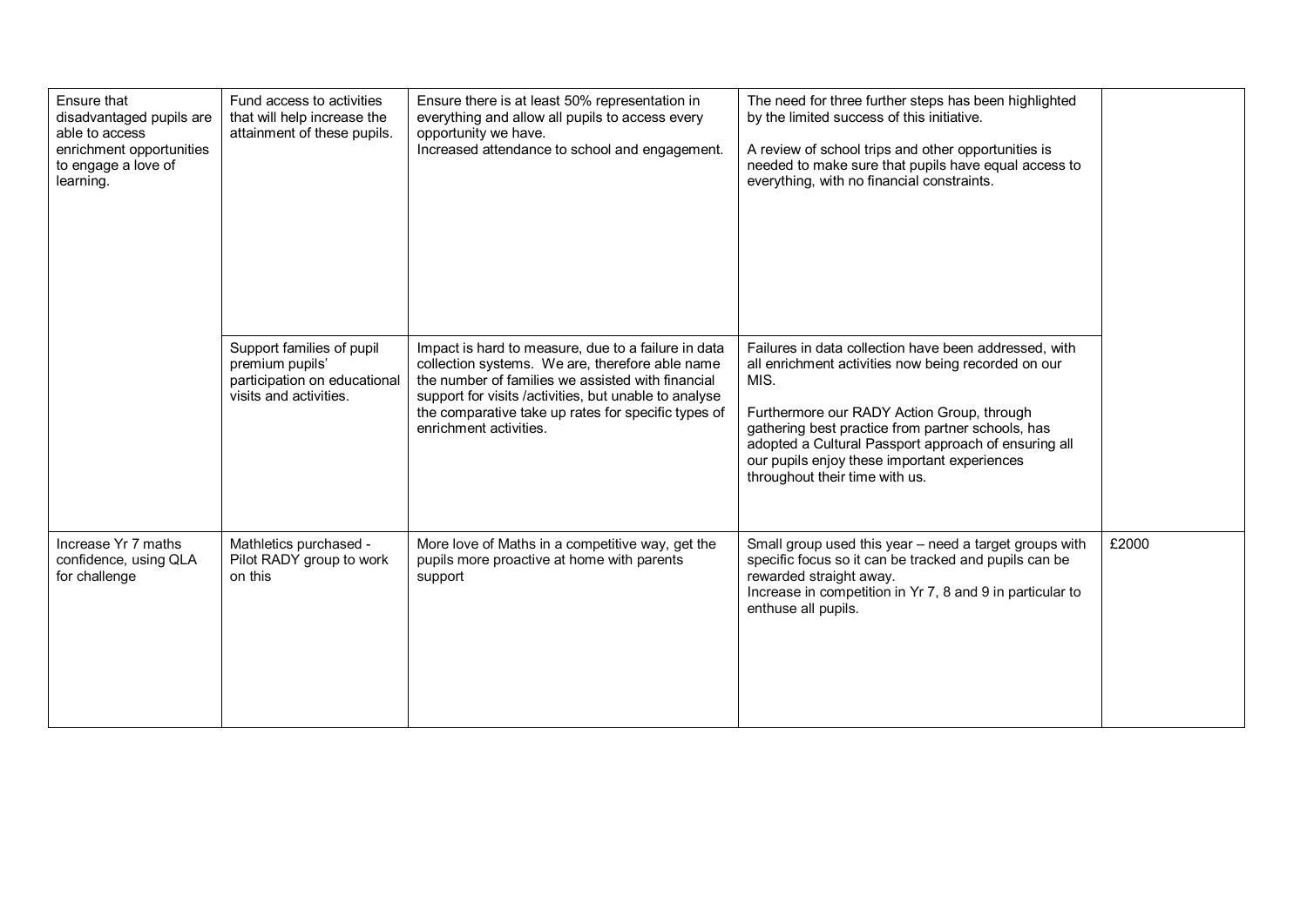| | | | | |
|---|---|---|---|---|
| Ensure that disadvantaged pupils are able to access enrichment opportunities to engage a love of learning. | Fund access to activities that will help increase the attainment of these pupils. | Ensure there is at least 50% representation in everything and allow all pupils to access every opportunity we have.<br>Increased attendance to school and engagement. | The need for three further steps has been highlighted by the limited success of this initiative.<br><br>A review of school trips and other opportunities is needed to make sure that pupils have equal access to everything, with no financial constraints. | |
| | Support families of pupil premium pupils' participation on educational visits and activities. | Impact is hard to measure, due to a failure in data collection systems. We are, therefore able name the number of families we assisted with financial support for visits /activities, but unable to analyse the comparative take up rates for specific types of enrichment activities. | Failures in data collection have been addressed, with all enrichment activities now being recorded on our MIS.<br><br>Furthermore our RADY Action Group, through gathering best practice from partner schools, has adopted a Cultural Passport approach of ensuring all our pupils enjoy these important experiences throughout their time with us. | |
| Increase Yr 7 maths confidence, using QLA for challenge | Mathletics purchased - Pilot RADY group to work on this | More love of Maths in a competitive way, get the pupils more proactive at home with parents support | Small group used this year – need a target groups with specific focus so it can be tracked and pupils can be rewarded straight away.<br>Increase in competition in Yr 7, 8 and 9 in particular to enthuse all pupils. | £2000 |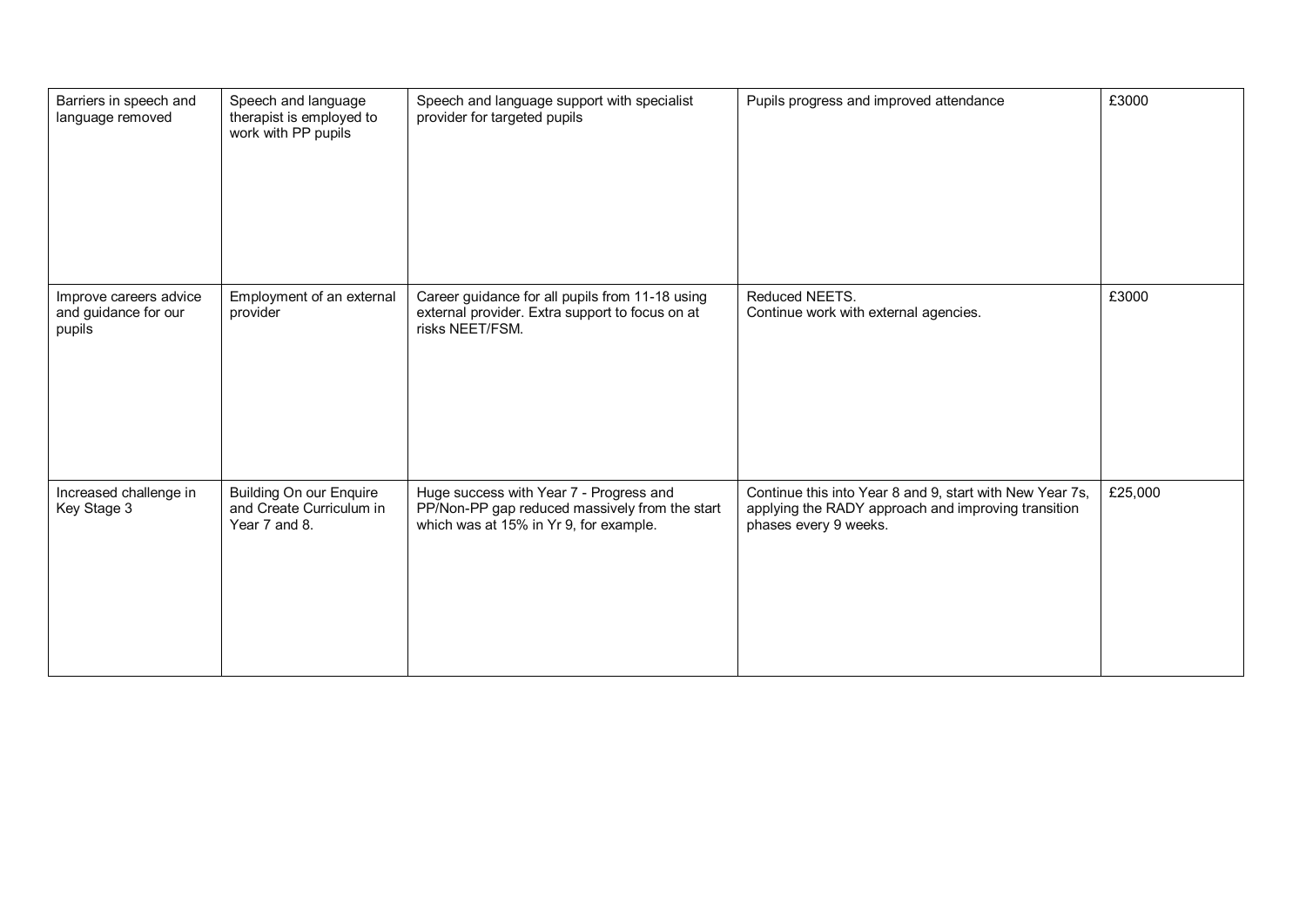| | | | | |
|---|---|---|---|---|
| Barriers in speech and language removed | Speech and language therapist is employed to work with PP pupils | Speech and language support with specialist provider for targeted pupils | Pupils progress and improved attendance | £3000 |
| Improve careers advice and guidance for our pupils | Employment of an external provider | Career guidance for all pupils from 11-18 using external provider. Extra support to focus on at risks NEET/FSM. | Reduced NEETS.<br>Continue work with external agencies. | £3000 |
| Increased challenge in Key Stage 3 | Building On our Enquire and Create Curriculum in Year 7 and 8. | Huge success with Year 7 - Progress and PP/Non-PP gap reduced massively from the start which was at 15% in Yr 9, for example. | Continue this into Year 8 and 9, start with New Year 7s, applying the RADY approach and improving transition phases every 9 weeks. | £25,000 |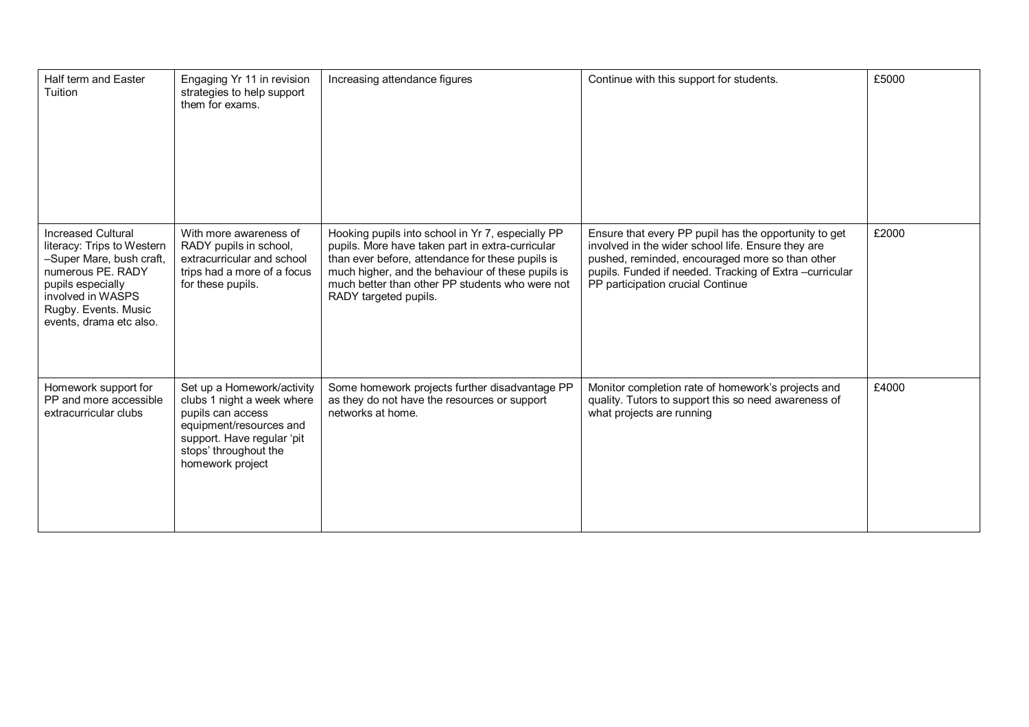| | | | | |
|---|---|---|---|---|
| Half term and Easter Tuition | Engaging Yr 11 in revision strategies to help support them for exams. | Increasing attendance figures | Continue with this support for students. | £5000 |
| Increased Cultural literacy: Trips to Western –Super Mare, bush craft, numerous PE. RADY pupils especially involved in WASPS Rugby. Events. Music events, drama etc also. | With more awareness of RADY pupils in school, extracurricular and school trips had a more of a focus for these pupils. | Hooking pupils into school in Yr 7, especially PP pupils. More have taken part in extra-curricular than ever before, attendance for these pupils is much higher, and the behaviour of these pupils is much better than other PP students who were not RADY targeted pupils. | Ensure that every PP pupil has the opportunity to get involved in the wider school life. Ensure they are pushed, reminded, encouraged more so than other pupils. Funded if needed. Tracking of Extra –curricular PP participation crucial Continue | £2000 |
| Homework support for PP and more accessible extracurricular clubs | Set up a Homework/activity clubs 1 night a week where pupils can access equipment/resources and support. Have regular 'pit stops' throughout the homework project | Some homework projects further disadvantage PP as they do not have the resources or support networks at home. | Monitor completion rate of homework's projects and quality. Tutors to support this so need awareness of what projects are running | £4000 |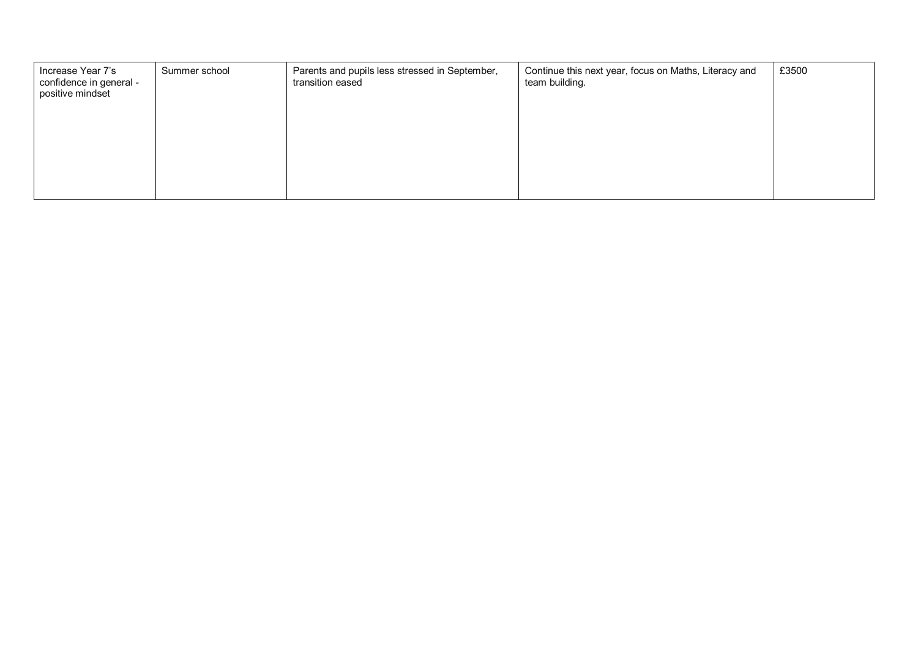| | | | | |
|---|---|---|---|---|
| Increase Year 7's confidence in general - positive mindset | Summer school | Parents and pupils less stressed in September, transition eased | Continue this next year, focus on Maths, Literacy and team building. | £3500 |